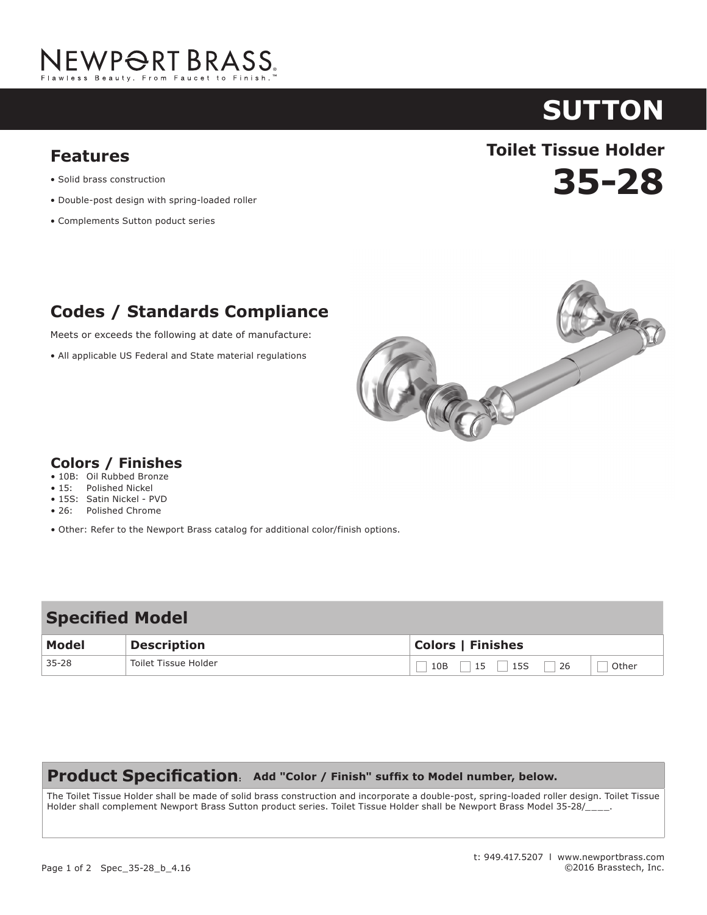NEWPORT BRASS

Flawless Beauty. From Faucet to Finish.™

# SUTTON

## Toilet Tissue Holder

# 35-28

## Features

- Solid brass construction
- Double-post design with spring-loaded roller
- Complements Sutton poduct series

## Codes / Standards Compliance

Meets or exceeds the following at date of manufacture:

- All applicable US Federal and State material regulations

## Colors / Finishes

- 10B: Oil Rubbed Bronze
- 15: Polished Nickel
- 15S: Satin Nickel - PVD
- 26: Polished Chrome
- Other: Refer to the Newport Brass catalog for additional color/finish options.

## Specified Model

| Model | Description | Colors \| Finishes | |
|---|---|---|---|
| 35-28 | Toilet Tissue Holder | ☐ 10B ☐ 15 ☐ 15S ☐ 26 | ☐ Other |

## Product Specification: Add "Color / Finish" suffix to Model number, below.

The Toilet Tissue Holder shall be made of solid brass construction and incorporate a double-post, spring-loaded roller design. Toilet Tissue Holder shall complement Newport Brass Sutton product series. Toilet Tissue Holder shall be Newport Brass Model 35-28/____.

t: 949.417.5207 l www.newportbrass.com
©2016 Brasstech, Inc.

Spec_35-28_b_4.16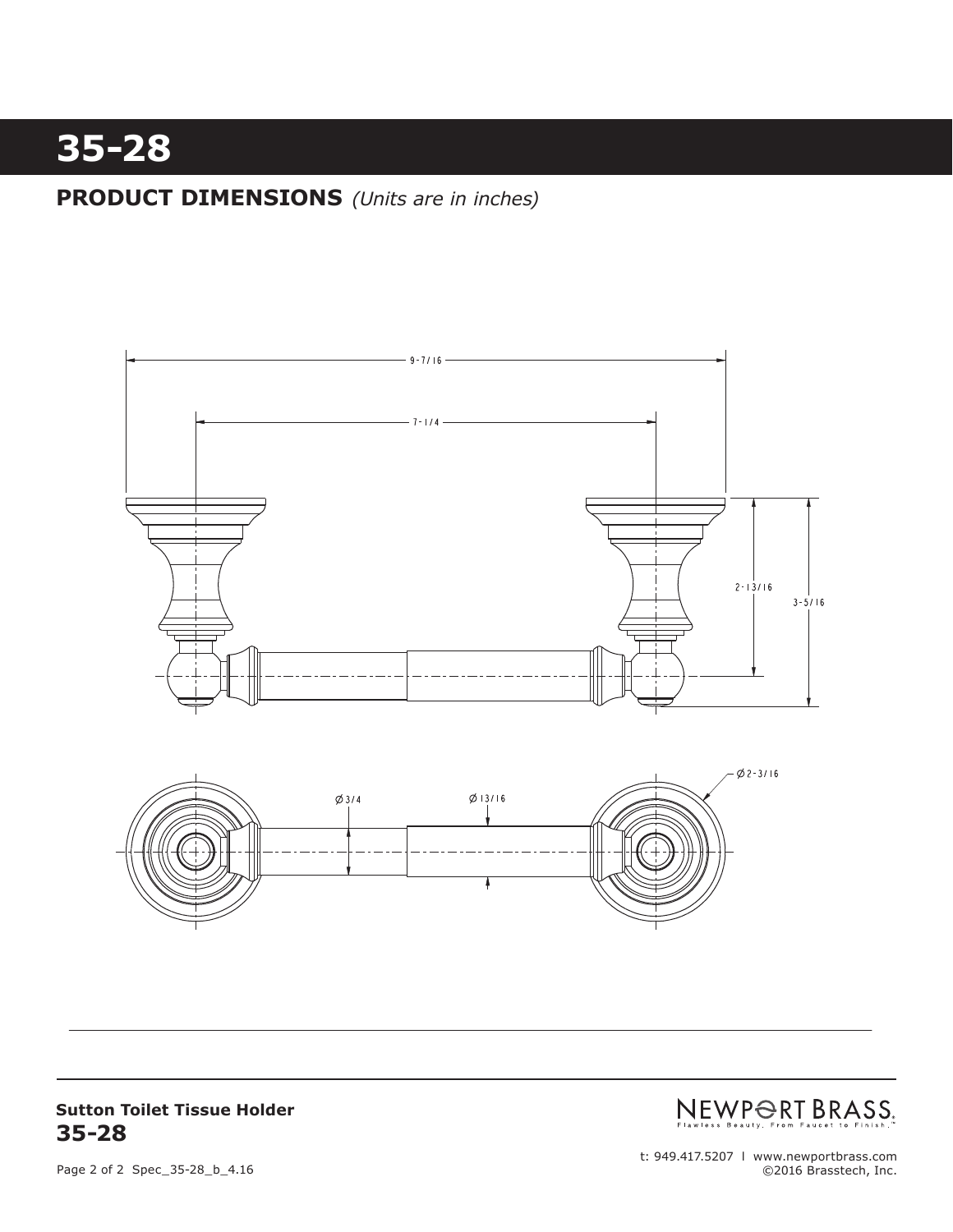# 35-28

## **PRODUCT DIMENSIONS** *(Units are in inches)*

9-7/16

7-1/4

2-13/16

3-5/16

Ø 3/4

Ø 13/16

Ø 2-3/16

**Sutton Toilet Tissue Holder**
**35-28**

NEWPORT BRASS.
Flawless Beauty. From Faucet to Finish.™

t: 949.417.5207 l www.newportbrass.com
©2016 Brasstech, Inc.

Spec_35-28_b_4.16